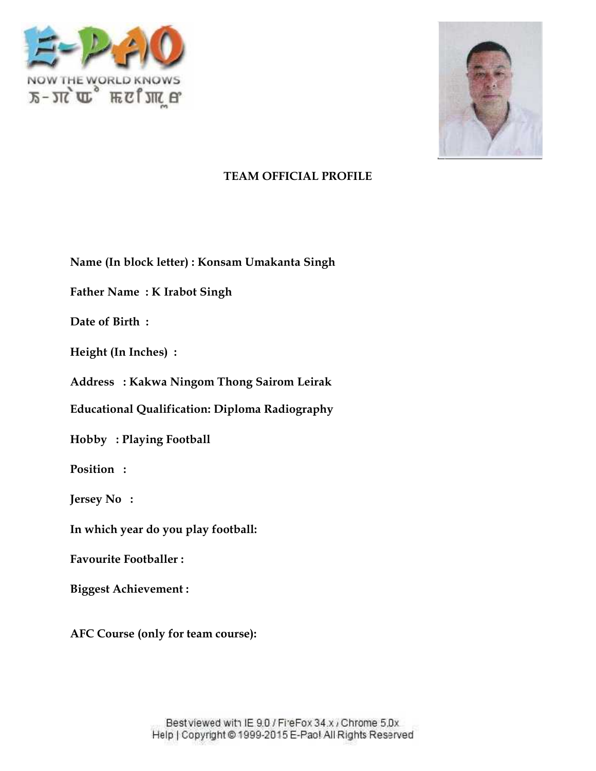**TEAM OFFICIAL PROFILE**

**Name (In block letter) : Konsam Umakanta Singh**

**Father Name : K Irabot Singh**

**Date of Birth :**

**Height (In Inches) :**

**Address : Kakwa Ningom Thong Sairom Leirak**

**Educational Qualification: Diploma Radiography**

**Hobby : Playing Football**

**Position :**

**Jersey No :**

**In which year do you play football:**

**Favourite Footballer :**

**Biggest Achievement :**

**AFC Course (only for team course):**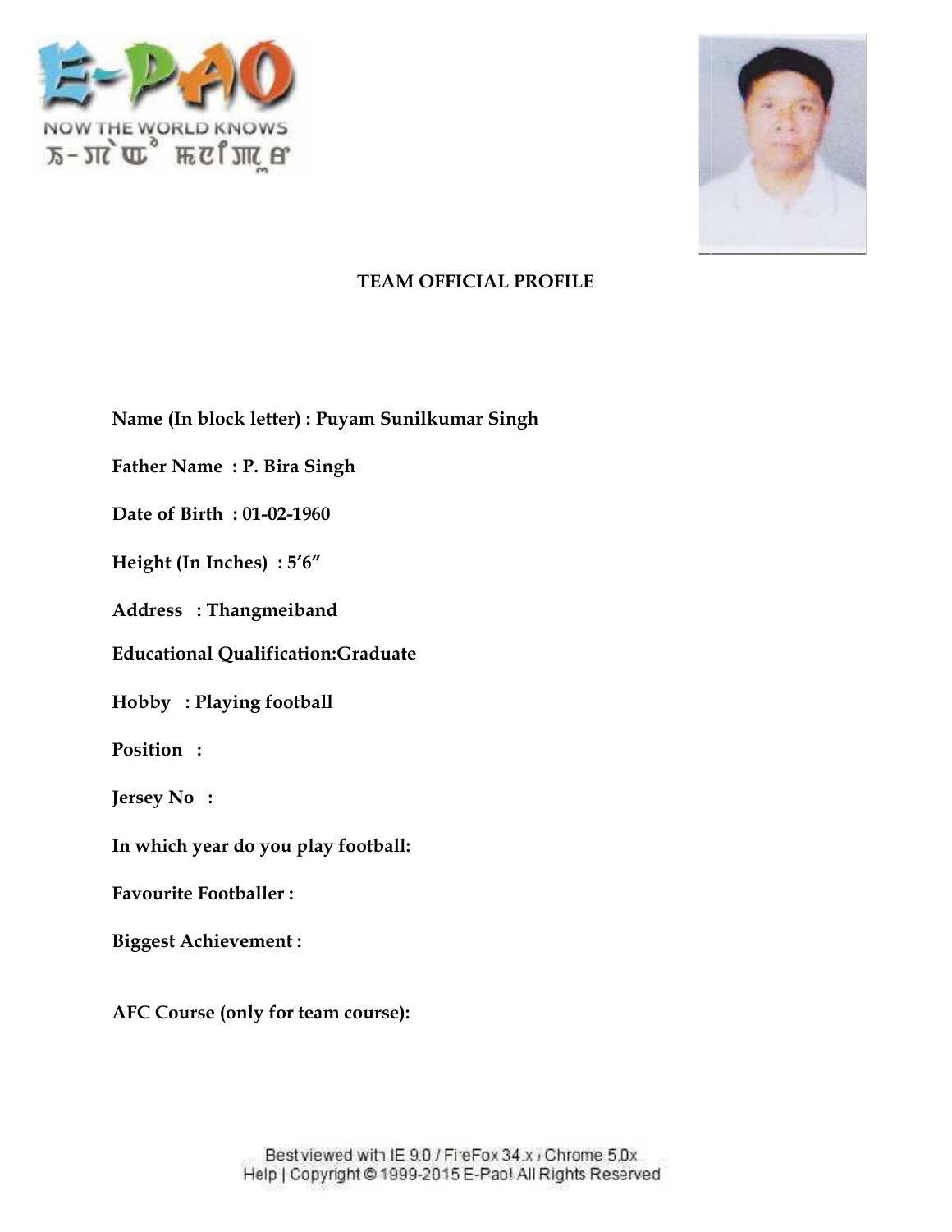## TEAM OFFICIAL PROFILE

**Name (In block letter) : Puyam Sunilkumar Singh**

**Father Name : P. Bira Singh**

**Date of Birth : 01-02-1960**

**Height (In Inches) : 5'6"**

**Address : Thangmeiband**

**Educational Qualification:Graduate**

**Hobby : Playing football**

**Position :**

**Jersey No :**

**In which year do you play football:**

**Favourite Footballer :**

**Biggest Achievement :**

**AFC Course (only for team course):**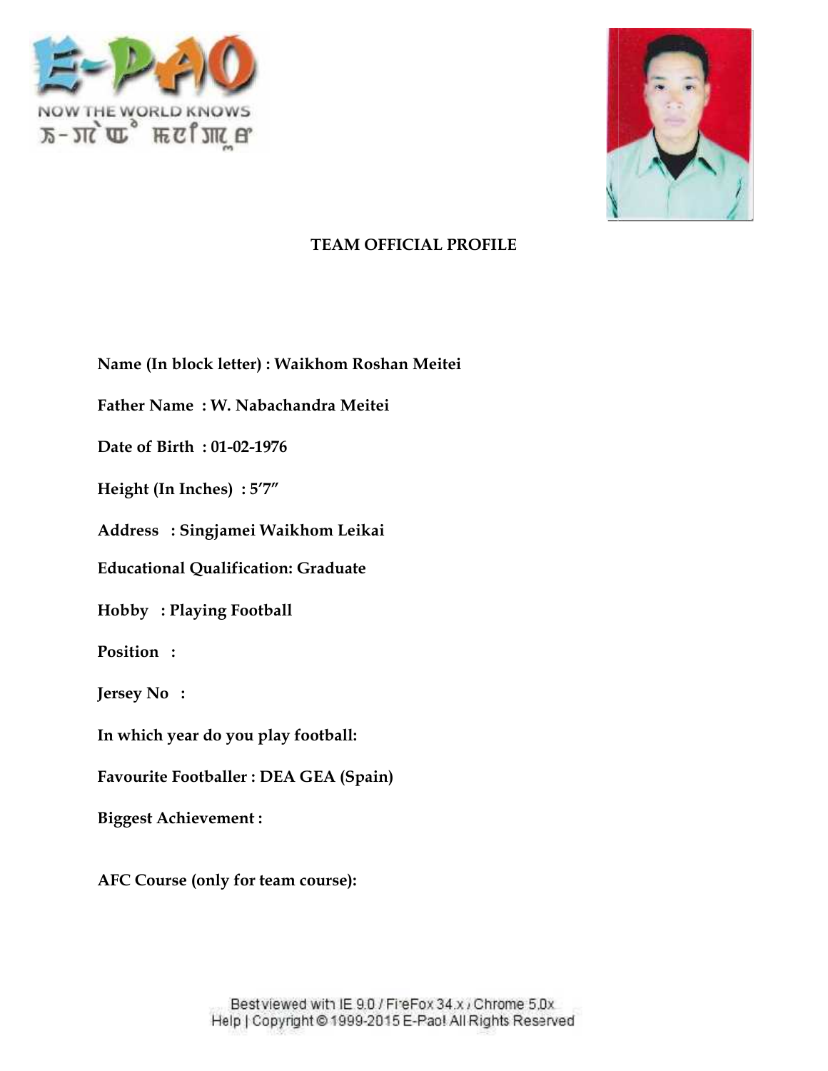# TEAM OFFICIAL PROFILE

**Name (In block letter) : Waikhom Roshan Meitei**

**Father Name : W. Nabachandra Meitei**

**Date of Birth : 01-02-1976**

**Height (In Inches) : 5′7″**

**Address : Singjamei Waikhom Leikai**

**Educational Qualification: Graduate**

**Hobby : Playing Football**

**Position :**

**Jersey No :**

**In which year do you play football:**

**Favourite Footballer : DEA GEA (Spain)**

**Biggest Achievement :**

**AFC Course (only for team course):**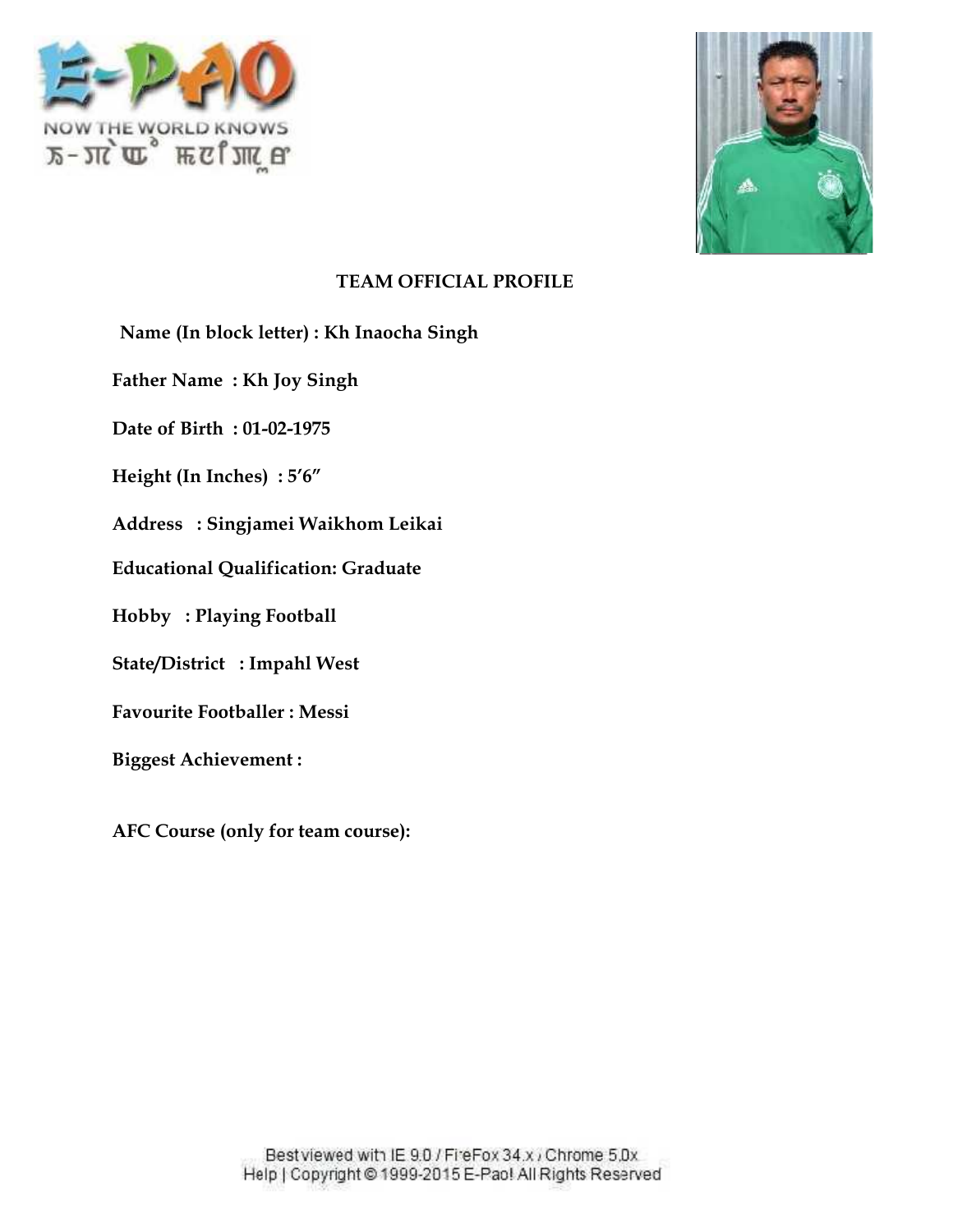## TEAM OFFICIAL PROFILE

**Name (In block letter) : Kh Inaocha Singh**

**Father Name : Kh Joy Singh**

**Date of Birth : 01-02-1975**

**Height (In Inches) : 5′6″**

**Address : Singjamei Waikhom Leikai**

**Educational Qualification: Graduate**

**Hobby : Playing Football**

**State/District : Impahl West**

**Favourite Footballer : Messi**

**Biggest Achievement :**

**AFC Course (only for team course):**